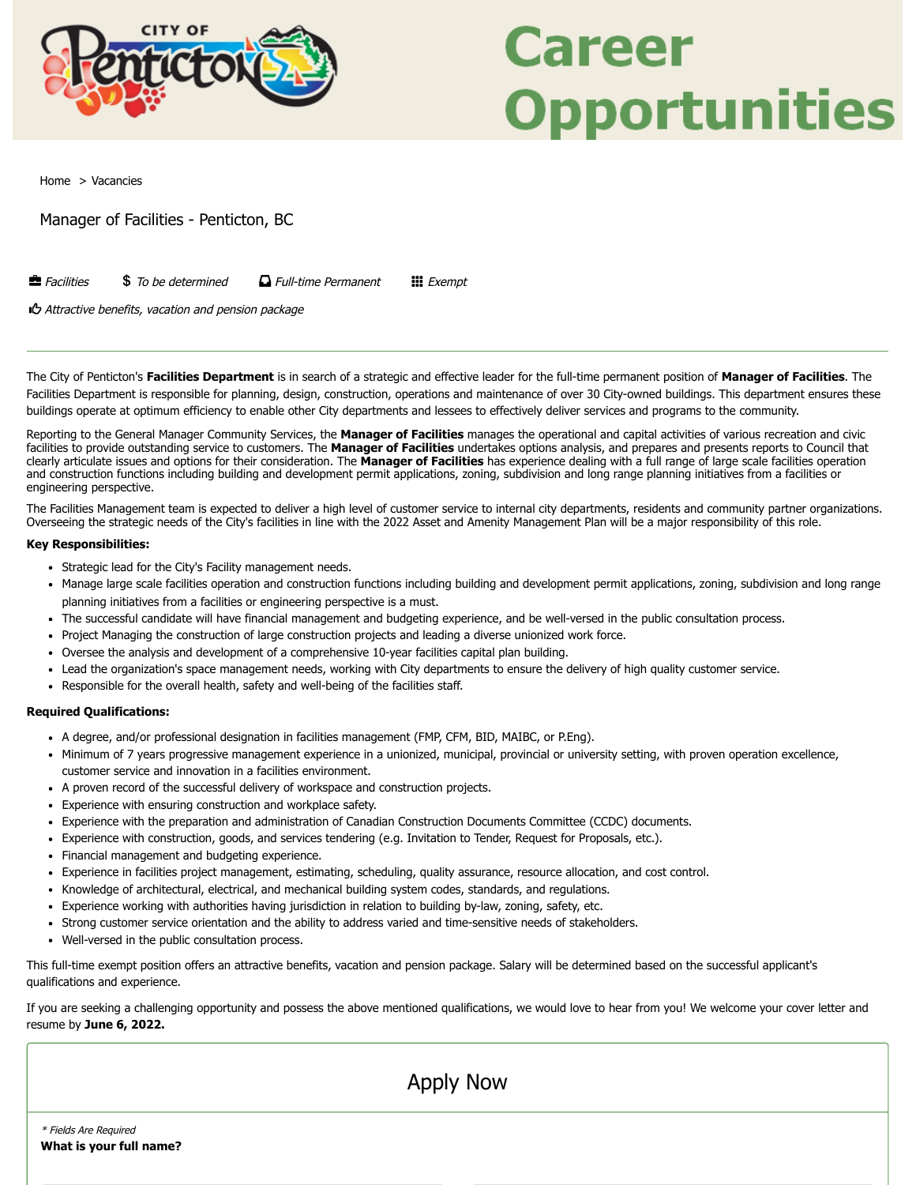CITY OF Penticton

# Career Opportunities

Home > Vacancies

## Manager of Facilities - Penticton, BC

*Facilities* *$ To be determined* *Full-time Permanent* *Exempt*

*Attractive benefits, vacation and pension package*

---

The City of Penticton's **Facilities Department** is in search of a strategic and effective leader for the full-time permanent position of **Manager of Facilities**. The Facilities Department is responsible for planning, design, construction, operations and maintenance of over 30 City-owned buildings. This department ensures these buildings operate at optimum efficiency to enable other City departments and lessees to effectively deliver services and programs to the community.

Reporting to the General Manager Community Services, the **Manager of Facilities** manages the operational and capital activities of various recreation and civic facilities to provide outstanding service to customers. The **Manager of Facilities** undertakes options analysis, and prepares and presents reports to Council that clearly articulate issues and options for their consideration. The **Manager of Facilities** has experience dealing with a full range of large scale facilities operation and construction functions including building and development permit applications, zoning, subdivision and long range planning initiatives from a facilities or engineering perspective.

The Facilities Management team is expected to deliver a high level of customer service to internal city departments, residents and community partner organizations. Overseeing the strategic needs of the City's facilities in line with the 2022 Asset and Amenity Management Plan will be a major responsibility of this role.

**Key Responsibilities:**

- Strategic lead for the City's Facility management needs.
- Manage large scale facilities operation and construction functions including building and development permit applications, zoning, subdivision and long range planning initiatives from a facilities or engineering perspective is a must.
- The successful candidate will have financial management and budgeting experience, and be well-versed in the public consultation process.
- Project Managing the construction of large construction projects and leading a diverse unionized work force.
- Oversee the analysis and development of a comprehensive 10-year facilities capital plan building.
- Lead the organization's space management needs, working with City departments to ensure the delivery of high quality customer service.
- Responsible for the overall health, safety and well-being of the facilities staff.

**Required Qualifications:**

- A degree, and/or professional designation in facilities management (FMP, CFM, BID, MAIBC, or P.Eng).
- Minimum of 7 years progressive management experience in a unionized, municipal, provincial or university setting, with proven operation excellence, customer service and innovation in a facilities environment.
- A proven record of the successful delivery of workspace and construction projects.
- Experience with ensuring construction and workplace safety.
- Experience with the preparation and administration of Canadian Construction Documents Committee (CCDC) documents.
- Experience with construction, goods, and services tendering (e.g. Invitation to Tender, Request for Proposals, etc.).
- Financial management and budgeting experience.
- Experience in facilities project management, estimating, scheduling, quality assurance, resource allocation, and cost control.
- Knowledge of architectural, electrical, and mechanical building system codes, standards, and regulations.
- Experience working with authorities having jurisdiction in relation to building by-law, zoning, safety, etc.
- Strong customer service orientation and the ability to address varied and time-sensitive needs of stakeholders.
- Well-versed in the public consultation process.

This full-time exempt position offers an attractive benefits, vacation and pension package. Salary will be determined based on the successful applicant's qualifications and experience.

If you are seeking a challenging opportunity and possess the above mentioned qualifications, we would love to hear from you! We welcome your cover letter and resume by **June 6, 2022.**

## Apply Now

*\* Fields Are Required*

**What is your full name?**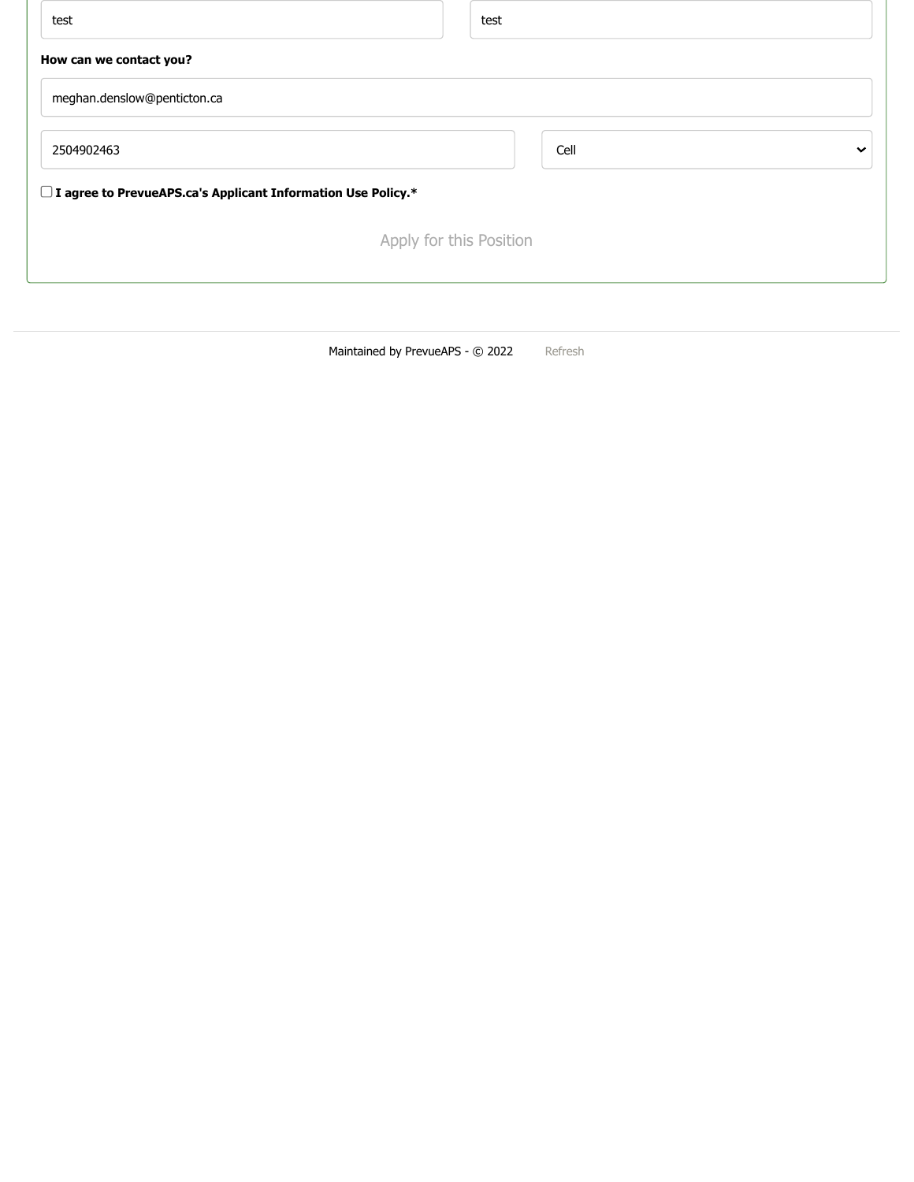test

test

**How can we contact you?**

meghan.denslow@penticton.ca

2504902463

Cell

☐ **I agree to PrevueAPS.ca's Applicant Information Use Policy.***

Apply for this Position

Maintained by PrevueAPS - © 2022 Refresh